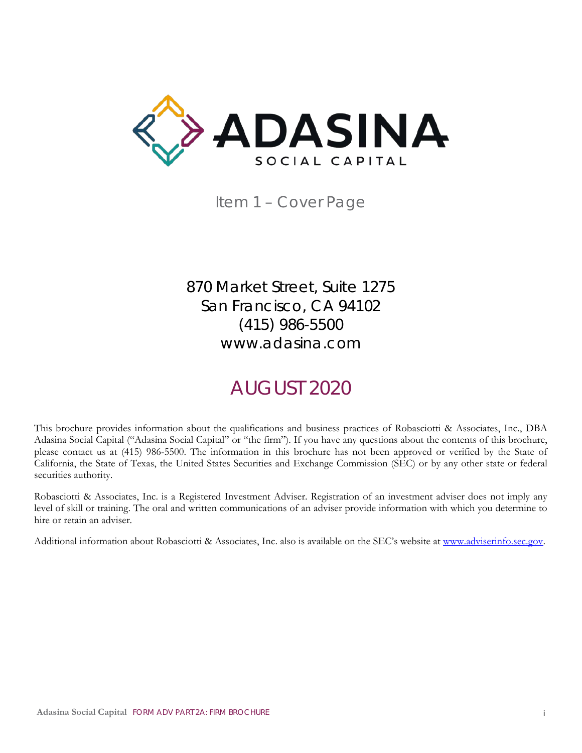# ADASINA

SOCIAL CAPITAL

## Item 1 – Cover Page

870 Market Street, Suite 1275
San Francisco, CA 94102
(415) 986-5500
www.adasina.com

## AUGUST 2020

This brochure provides information about the qualifications and business practices of Robasciotti & Associates, Inc., DBA Adasina Social Capital ("Adasina Social Capital" or "the firm"). If you have any questions about the contents of this brochure, please contact us at (415) 986-5500. The information in this brochure has not been approved or verified by the State of California, the State of Texas, the United States Securities and Exchange Commission (SEC) or by any other state or federal securities authority.

Robasciotti & Associates, Inc. is a Registered Investment Adviser. Registration of an investment adviser does not imply any level of skill or training. The oral and written communications of an adviser provide information with which you determine to hire or retain an adviser.

Additional information about Robasciotti & Associates, Inc. also is available on the SEC's website at [www.adviserinfo.sec.gov](http://www.adviserinfo.sec.gov).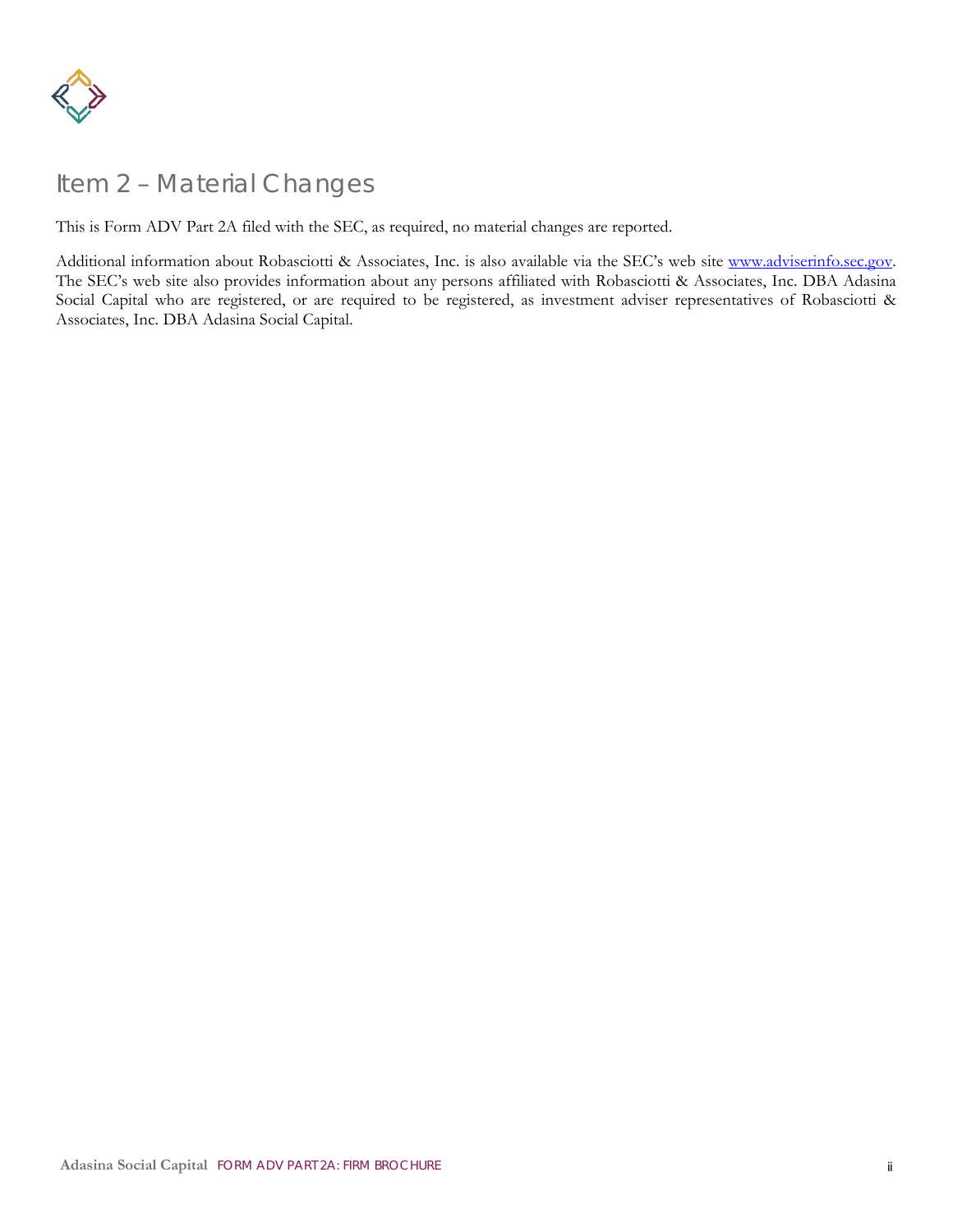# Item 2 – Material Changes

This is Form ADV Part 2A filed with the SEC, as required, no material changes are reported.

Additional information about Robasciotti & Associates, Inc. is also available via the SEC's web site [www.adviserinfo.sec.gov](http://www.adviserinfo.sec.gov). The SEC's web site also provides information about any persons affiliated with Robasciotti & Associates, Inc. DBA Adasina Social Capital who are registered, or are required to be registered, as investment adviser representatives of Robasciotti & Associates, Inc. DBA Adasina Social Capital.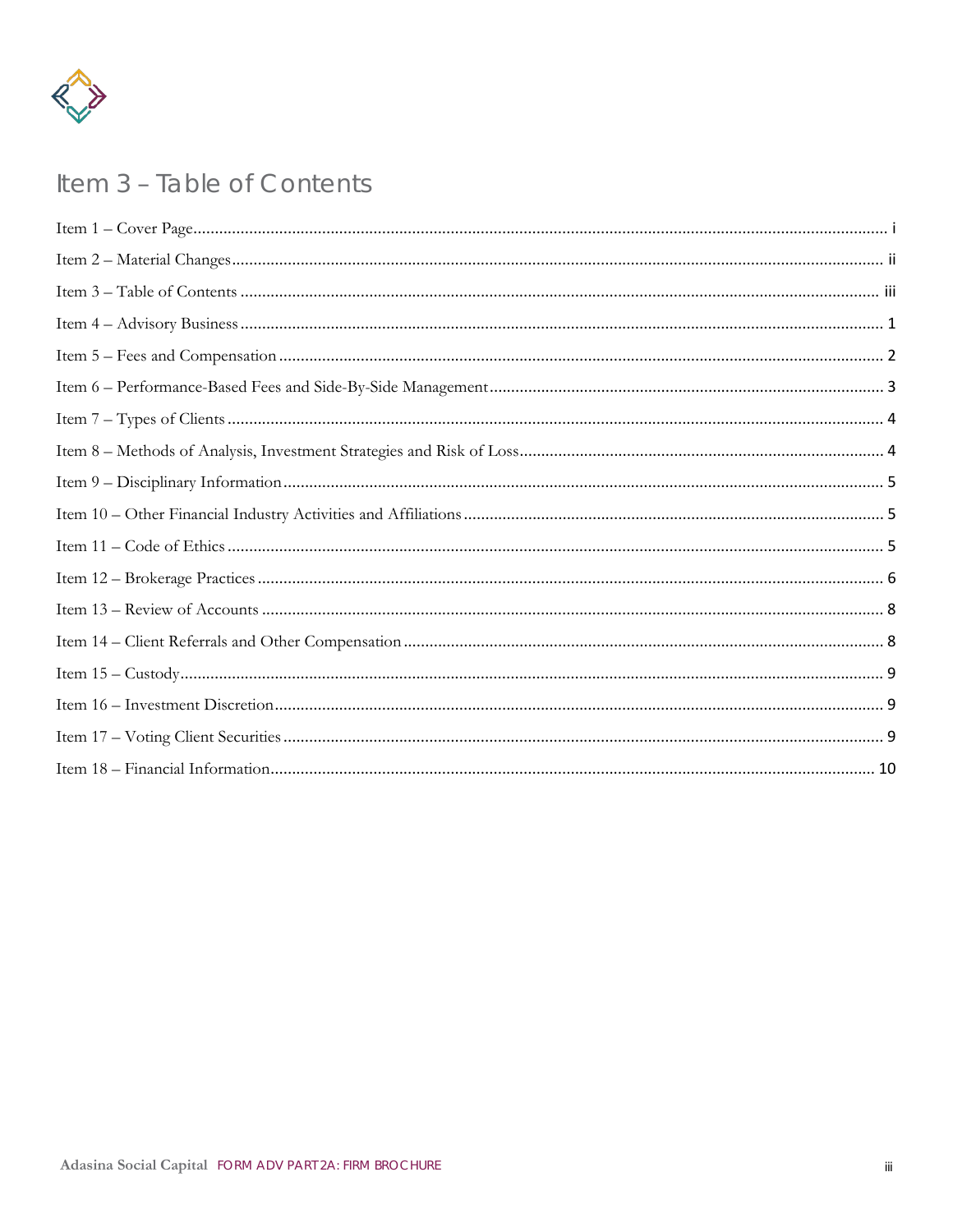# Item 3 – Table of Contents

Item 1 – Cover Page ................................................................................................................................ i

Item 2 – Material Changes ...................................................................................................................... ii

Item 3 – Table of Contents ..................................................................................................................... iii

Item 4 – Advisory Business ...................................................................................................................... 1

Item 5 – Fees and Compensation ........................................................................................................... 2

Item 6 – Performance-Based Fees and Side-By-Side Management ........................................................ 3

Item 7 – Types of Clients .......................................................................................................................... 4

Item 8 – Methods of Analysis, Investment Strategies and Risk of Loss ................................................... 4

Item 9 – Disciplinary Information ............................................................................................................. 5

Item 10 – Other Financial Industry Activities and Affiliations ................................................................. 5

Item 11 – Code of Ethics .......................................................................................................................... 5

Item 12 – Brokerage Practices .................................................................................................................. 6

Item 13 – Review of Accounts .................................................................................................................. 8

Item 14 – Client Referrals and Other Compensation ............................................................................... 8

Item 15 – Custody ..................................................................................................................................... 9

Item 16 – Investment Discretion .............................................................................................................. 9

Item 17 – Voting Client Securities ............................................................................................................ 9

Item 18 – Financial Information ............................................................................................................. 10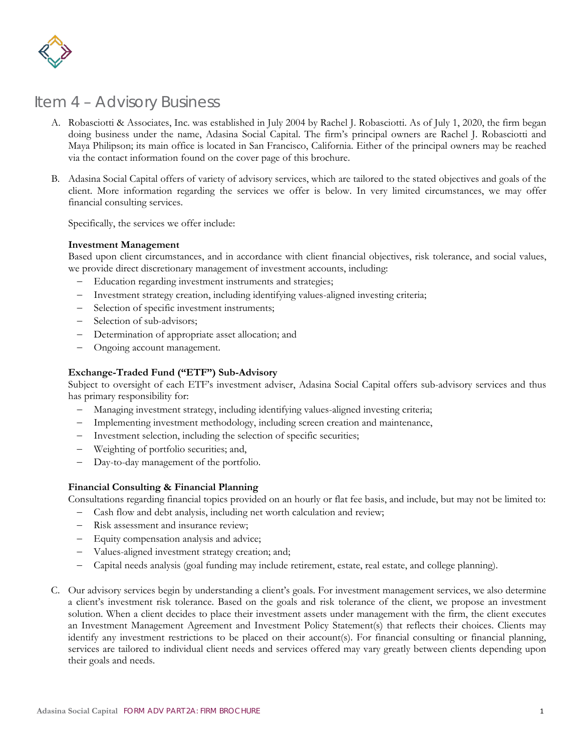## Item 4 – Advisory Business

A. Robasciotti & Associates, Inc. was established in July 2004 by Rachel J. Robasciotti. As of July 1, 2020, the firm began doing business under the name, Adasina Social Capital. The firm's principal owners are Rachel J. Robasciotti and Maya Philipson; its main office is located in San Francisco, California. Either of the principal owners may be reached via the contact information found on the cover page of this brochure.

B. Adasina Social Capital offers of variety of advisory services, which are tailored to the stated objectives and goals of the client. More information regarding the services we offer is below. In very limited circumstances, we may offer financial consulting services.

   Specifically, the services we offer include:

   **Investment Management**
   Based upon client circumstances, and in accordance with client financial objectives, risk tolerance, and social values, we provide direct discretionary management of investment accounts, including:
   - Education regarding investment instruments and strategies;
   - Investment strategy creation, including identifying values-aligned investing criteria;
   - Selection of specific investment instruments;
   - Selection of sub-advisors;
   - Determination of appropriate asset allocation; and
   - Ongoing account management.

   **Exchange-Traded Fund ("ETF") Sub-Advisory**
   Subject to oversight of each ETF's investment adviser, Adasina Social Capital offers sub-advisory services and thus has primary responsibility for:
   - Managing investment strategy, including identifying values-aligned investing criteria;
   - Implementing investment methodology, including screen creation and maintenance,
   - Investment selection, including the selection of specific securities;
   - Weighting of portfolio securities; and,
   - Day-to-day management of the portfolio.

   **Financial Consulting & Financial Planning**
   Consultations regarding financial topics provided on an hourly or flat fee basis, and include, but may not be limited to:
   - Cash flow and debt analysis, including net worth calculation and review;
   - Risk assessment and insurance review;
   - Equity compensation analysis and advice;
   - Values-aligned investment strategy creation; and;
   - Capital needs analysis (goal funding may include retirement, estate, real estate, and college planning).

C. Our advisory services begin by understanding a client's goals. For investment management services, we also determine a client's investment risk tolerance. Based on the goals and risk tolerance of the client, we propose an investment solution. When a client decides to place their investment assets under management with the firm, the client executes an Investment Management Agreement and Investment Policy Statement(s) that reflects their choices. Clients may identify any investment restrictions to be placed on their account(s). For financial consulting or financial planning, services are tailored to individual client needs and services offered may vary greatly between clients depending upon their goals and needs.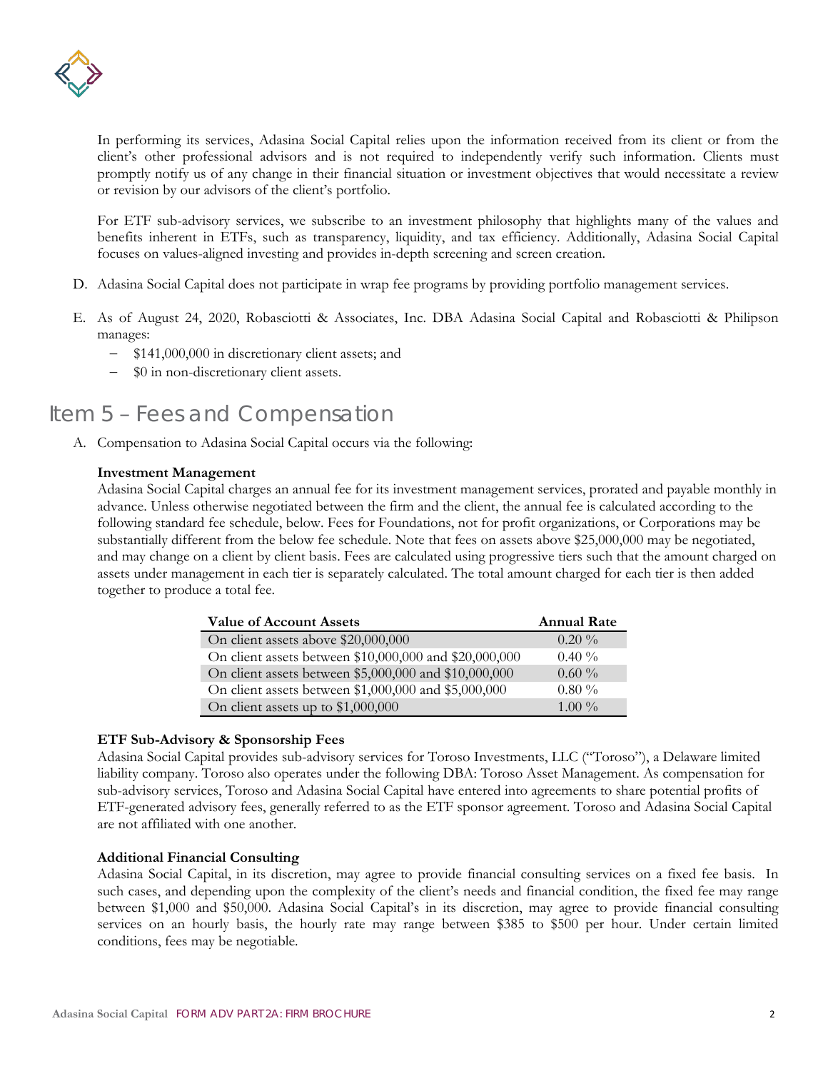In performing its services, Adasina Social Capital relies upon the information received from its client or from the client's other professional advisors and is not required to independently verify such information. Clients must promptly notify us of any change in their financial situation or investment objectives that would necessitate a review or revision by our advisors of the client's portfolio.

For ETF sub-advisory services, we subscribe to an investment philosophy that highlights many of the values and benefits inherent in ETFs, such as transparency, liquidity, and tax efficiency. Additionally, Adasina Social Capital focuses on values-aligned investing and provides in-depth screening and screen creation.

D. Adasina Social Capital does not participate in wrap fee programs by providing portfolio management services.

E. As of August 24, 2020, Robasciotti & Associates, Inc. DBA Adasina Social Capital and Robasciotti & Philipson manages:
   - $141,000,000 in discretionary client assets; and
   - $0 in non-discretionary client assets.

# Item 5 – Fees and Compensation

A. Compensation to Adasina Social Capital occurs via the following:

**Investment Management**
Adasina Social Capital charges an annual fee for its investment management services, prorated and payable monthly in advance. Unless otherwise negotiated between the firm and the client, the annual fee is calculated according to the following standard fee schedule, below. Fees for Foundations, not for profit organizations, or Corporations may be substantially different from the below fee schedule. Note that fees on assets above $25,000,000 may be negotiated, and may change on a client by client basis. Fees are calculated using progressive tiers such that the amount charged on assets under management in each tier is separately calculated. The total amount charged for each tier is then added together to produce a total fee.

| Value of Account Assets | Annual Rate |
|---|---|
| On client assets above $20,000,000 | 0.20 % |
| On client assets between $10,000,000 and $20,000,000 | 0.40 % |
| On client assets between $5,000,000 and $10,000,000 | 0.60 % |
| On client assets between $1,000,000 and $5,000,000 | 0.80 % |
| On client assets up to $1,000,000 | 1.00 % |

**ETF Sub-Advisory & Sponsorship Fees**
Adasina Social Capital provides sub-advisory services for Toroso Investments, LLC ("Toroso"), a Delaware limited liability company. Toroso also operates under the following DBA: Toroso Asset Management. As compensation for sub-advisory services, Toroso and Adasina Social Capital have entered into agreements to share potential profits of ETF-generated advisory fees, generally referred to as the ETF sponsor agreement. Toroso and Adasina Social Capital are not affiliated with one another.

**Additional Financial Consulting**
Adasina Social Capital, in its discretion, may agree to provide financial consulting services on a fixed fee basis. In such cases, and depending upon the complexity of the client's needs and financial condition, the fixed fee may range between $1,000 and $50,000. Adasina Social Capital's in its discretion, may agree to provide financial consulting services on an hourly basis, the hourly rate may range between $385 to $500 per hour. Under certain limited conditions, fees may be negotiable.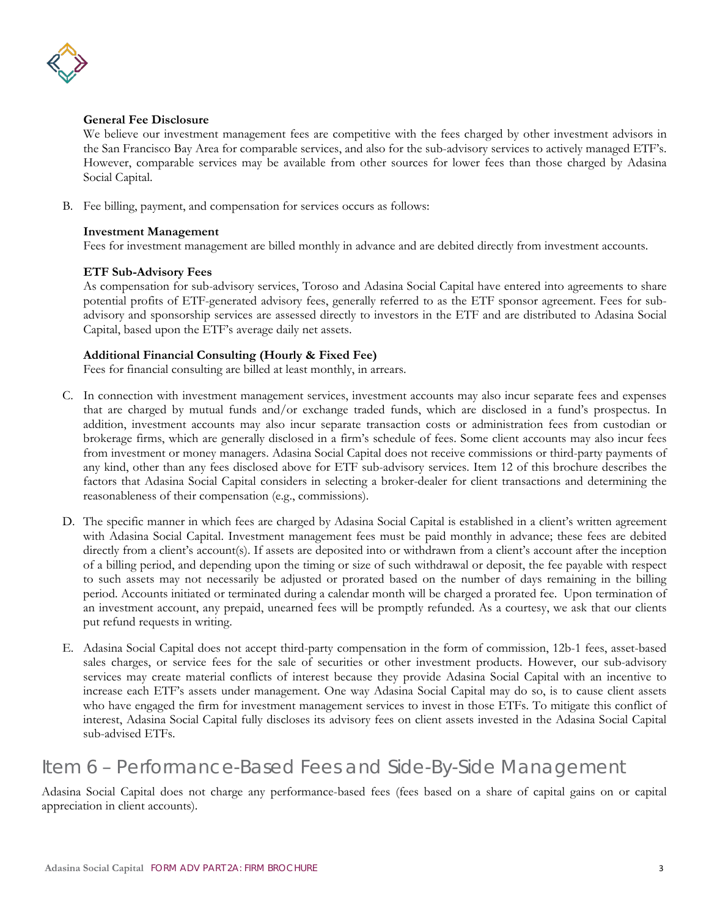**General Fee Disclosure**

We believe our investment management fees are competitive with the fees charged by other investment advisors in the San Francisco Bay Area for comparable services, and also for the sub-advisory services to actively managed ETF's. However, comparable services may be available from other sources for lower fees than those charged by Adasina Social Capital.

B. Fee billing, payment, and compensation for services occurs as follows:

**Investment Management**

Fees for investment management are billed monthly in advance and are debited directly from investment accounts.

**ETF Sub-Advisory Fees**

As compensation for sub-advisory services, Toroso and Adasina Social Capital have entered into agreements to share potential profits of ETF-generated advisory fees, generally referred to as the ETF sponsor agreement. Fees for sub-advisory and sponsorship services are assessed directly to investors in the ETF and are distributed to Adasina Social Capital, based upon the ETF's average daily net assets.

**Additional Financial Consulting (Hourly & Fixed Fee)**

Fees for financial consulting are billed at least monthly, in arrears.

C. In connection with investment management services, investment accounts may also incur separate fees and expenses that are charged by mutual funds and/or exchange traded funds, which are disclosed in a fund's prospectus. In addition, investment accounts may also incur separate transaction costs or administration fees from custodian or brokerage firms, which are generally disclosed in a firm's schedule of fees. Some client accounts may also incur fees from investment or money managers. Adasina Social Capital does not receive commissions or third-party payments of any kind, other than any fees disclosed above for ETF sub-advisory services. Item 12 of this brochure describes the factors that Adasina Social Capital considers in selecting a broker-dealer for client transactions and determining the reasonableness of their compensation (e.g., commissions).

D. The specific manner in which fees are charged by Adasina Social Capital is established in a client's written agreement with Adasina Social Capital. Investment management fees must be paid monthly in advance; these fees are debited directly from a client's account(s). If assets are deposited into or withdrawn from a client's account after the inception of a billing period, and depending upon the timing or size of such withdrawal or deposit, the fee payable with respect to such assets may not necessarily be adjusted or prorated based on the number of days remaining in the billing period. Accounts initiated or terminated during a calendar month will be charged a prorated fee. Upon termination of an investment account, any prepaid, unearned fees will be promptly refunded. As a courtesy, we ask that our clients put refund requests in writing.

E. Adasina Social Capital does not accept third-party compensation in the form of commission, 12b-1 fees, asset-based sales charges, or service fees for the sale of securities or other investment products. However, our sub-advisory services may create material conflicts of interest because they provide Adasina Social Capital with an incentive to increase each ETF's assets under management. One way Adasina Social Capital may do so, is to cause client assets who have engaged the firm for investment management services to invest in those ETFs. To mitigate this conflict of interest, Adasina Social Capital fully discloses its advisory fees on client assets invested in the Adasina Social Capital sub-advised ETFs.

# Item 6 – Performance-Based Fees and Side-By-Side Management

Adasina Social Capital does not charge any performance-based fees (fees based on a share of capital gains on or capital appreciation in client accounts).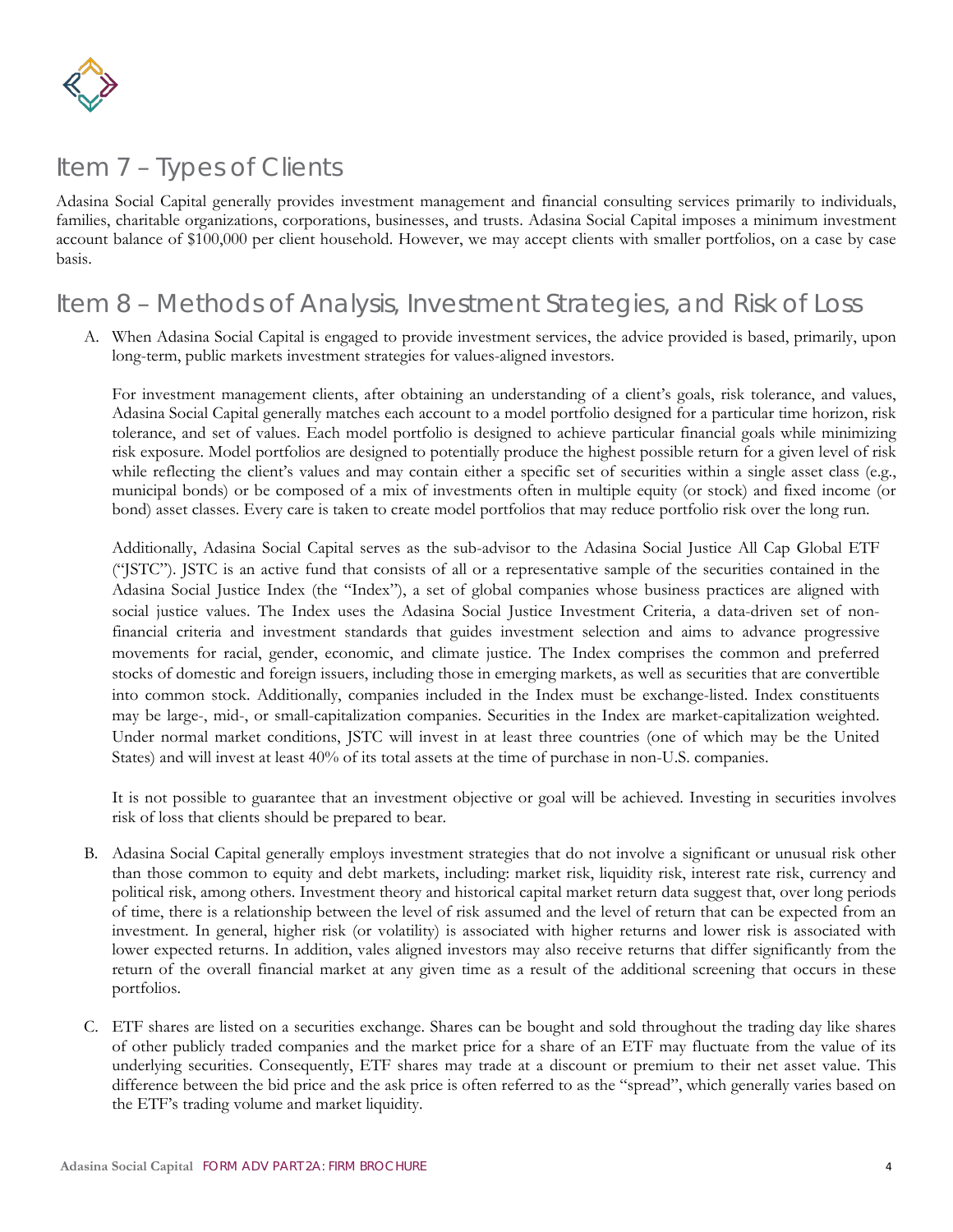## Item 7 – Types of Clients

Adasina Social Capital generally provides investment management and financial consulting services primarily to individuals, families, charitable organizations, corporations, businesses, and trusts. Adasina Social Capital imposes a minimum investment account balance of $100,000 per client household. However, we may accept clients with smaller portfolios, on a case by case basis.

## Item 8 – Methods of Analysis, Investment Strategies, and Risk of Loss

A. When Adasina Social Capital is engaged to provide investment services, the advice provided is based, primarily, upon long-term, public markets investment strategies for values-aligned investors.

   For investment management clients, after obtaining an understanding of a client's goals, risk tolerance, and values, Adasina Social Capital generally matches each account to a model portfolio designed for a particular time horizon, risk tolerance, and set of values. Each model portfolio is designed to achieve particular financial goals while minimizing risk exposure. Model portfolios are designed to potentially produce the highest possible return for a given level of risk while reflecting the client's values and may contain either a specific set of securities within a single asset class (e.g., municipal bonds) or be composed of a mix of investments often in multiple equity (or stock) and fixed income (or bond) asset classes. Every care is taken to create model portfolios that may reduce portfolio risk over the long run.

   Additionally, Adasina Social Capital serves as the sub-advisor to the Adasina Social Justice All Cap Global ETF ("JSTC"). JSTC is an active fund that consists of all or a representative sample of the securities contained in the Adasina Social Justice Index (the "Index"), a set of global companies whose business practices are aligned with social justice values. The Index uses the Adasina Social Justice Investment Criteria, a data-driven set of non-financial criteria and investment standards that guides investment selection and aims to advance progressive movements for racial, gender, economic, and climate justice. The Index comprises the common and preferred stocks of domestic and foreign issuers, including those in emerging markets, as well as securities that are convertible into common stock. Additionally, companies included in the Index must be exchange-listed. Index constituents may be large-, mid-, or small-capitalization companies. Securities in the Index are market-capitalization weighted. Under normal market conditions, JSTC will invest in at least three countries (one of which may be the United States) and will invest at least 40% of its total assets at the time of purchase in non-U.S. companies.

   It is not possible to guarantee that an investment objective or goal will be achieved. Investing in securities involves risk of loss that clients should be prepared to bear.

B. Adasina Social Capital generally employs investment strategies that do not involve a significant or unusual risk other than those common to equity and debt markets, including: market risk, liquidity risk, interest rate risk, currency and political risk, among others. Investment theory and historical capital market return data suggest that, over long periods of time, there is a relationship between the level of risk assumed and the level of return that can be expected from an investment. In general, higher risk (or volatility) is associated with higher returns and lower risk is associated with lower expected returns. In addition, vales aligned investors may also receive returns that differ significantly from the return of the overall financial market at any given time as a result of the additional screening that occurs in these portfolios.

C. ETF shares are listed on a securities exchange. Shares can be bought and sold throughout the trading day like shares of other publicly traded companies and the market price for a share of an ETF may fluctuate from the value of its underlying securities. Consequently, ETF shares may trade at a discount or premium to their net asset value. This difference between the bid price and the ask price is often referred to as the "spread", which generally varies based on the ETF's trading volume and market liquidity.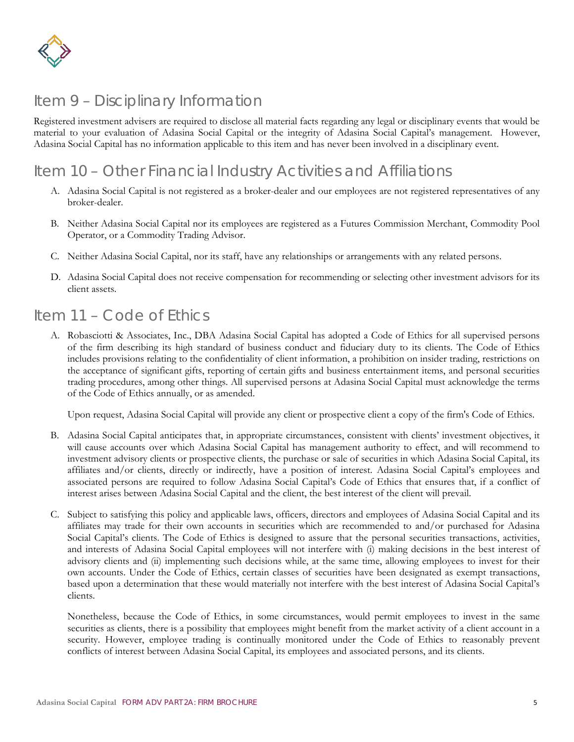## Item 9 – Disciplinary Information

Registered investment advisers are required to disclose all material facts regarding any legal or disciplinary events that would be material to your evaluation of Adasina Social Capital or the integrity of Adasina Social Capital's management. However, Adasina Social Capital has no information applicable to this item and has never been involved in a disciplinary event.

## Item 10 – Other Financial Industry Activities and Affiliations

A. Adasina Social Capital is not registered as a broker-dealer and our employees are not registered representatives of any broker-dealer.

B. Neither Adasina Social Capital nor its employees are registered as a Futures Commission Merchant, Commodity Pool Operator, or a Commodity Trading Advisor.

C. Neither Adasina Social Capital, nor its staff, have any relationships or arrangements with any related persons.

D. Adasina Social Capital does not receive compensation for recommending or selecting other investment advisors for its client assets.

## Item 11 – Code of Ethics

A. Robasciotti & Associates, Inc., DBA Adasina Social Capital has adopted a Code of Ethics for all supervised persons of the firm describing its high standard of business conduct and fiduciary duty to its clients. The Code of Ethics includes provisions relating to the confidentiality of client information, a prohibition on insider trading, restrictions on the acceptance of significant gifts, reporting of certain gifts and business entertainment items, and personal securities trading procedures, among other things. All supervised persons at Adasina Social Capital must acknowledge the terms of the Code of Ethics annually, or as amended.

   Upon request, Adasina Social Capital will provide any client or prospective client a copy of the firm's Code of Ethics.

B. Adasina Social Capital anticipates that, in appropriate circumstances, consistent with clients' investment objectives, it will cause accounts over which Adasina Social Capital has management authority to effect, and will recommend to investment advisory clients or prospective clients, the purchase or sale of securities in which Adasina Social Capital, its affiliates and/or clients, directly or indirectly, have a position of interest. Adasina Social Capital's employees and associated persons are required to follow Adasina Social Capital's Code of Ethics that ensures that, if a conflict of interest arises between Adasina Social Capital and the client, the best interest of the client will prevail.

C. Subject to satisfying this policy and applicable laws, officers, directors and employees of Adasina Social Capital and its affiliates may trade for their own accounts in securities which are recommended to and/or purchased for Adasina Social Capital's clients. The Code of Ethics is designed to assure that the personal securities transactions, activities, and interests of Adasina Social Capital employees will not interfere with (i) making decisions in the best interest of advisory clients and (ii) implementing such decisions while, at the same time, allowing employees to invest for their own accounts. Under the Code of Ethics, certain classes of securities have been designated as exempt transactions, based upon a determination that these would materially not interfere with the best interest of Adasina Social Capital's clients.

   Nonetheless, because the Code of Ethics, in some circumstances, would permit employees to invest in the same securities as clients, there is a possibility that employees might benefit from the market activity of a client account in a security. However, employee trading is continually monitored under the Code of Ethics to reasonably prevent conflicts of interest between Adasina Social Capital, its employees and associated persons, and its clients.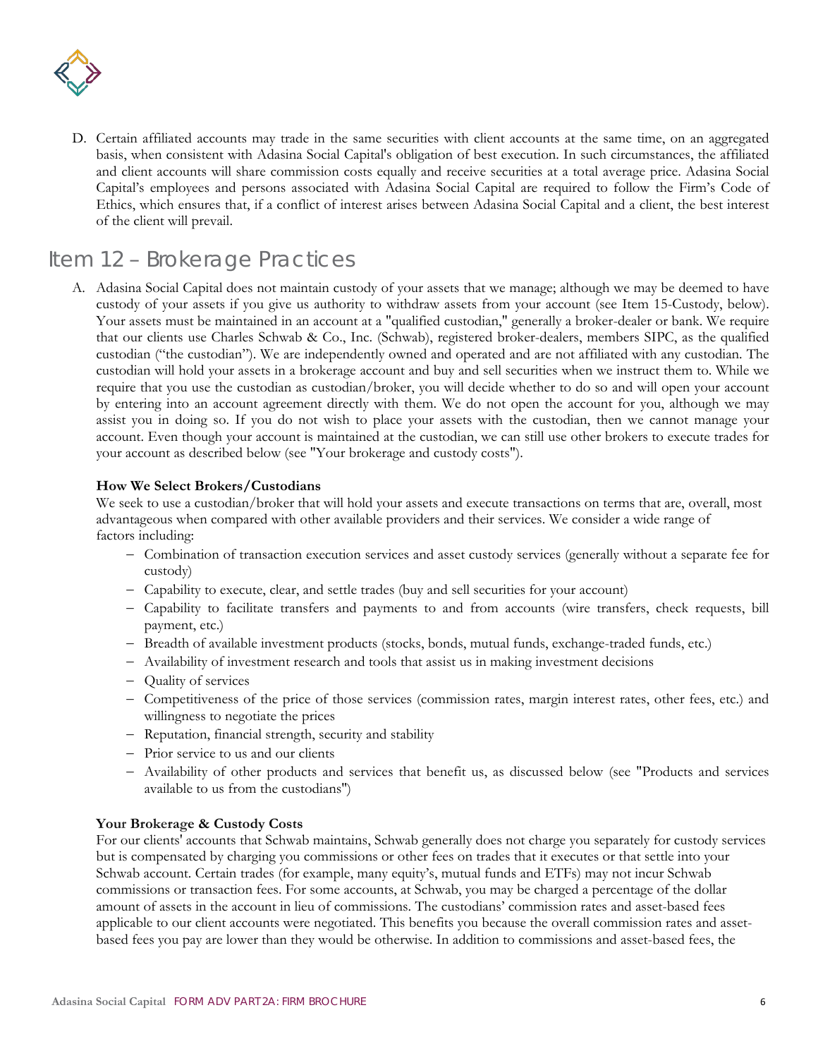D. Certain affiliated accounts may trade in the same securities with client accounts at the same time, on an aggregated basis, when consistent with Adasina Social Capital's obligation of best execution. In such circumstances, the affiliated and client accounts will share commission costs equally and receive securities at a total average price. Adasina Social Capital's employees and persons associated with Adasina Social Capital are required to follow the Firm's Code of Ethics, which ensures that, if a conflict of interest arises between Adasina Social Capital and a client, the best interest of the client will prevail.

## Item 12 – Brokerage Practices

A. Adasina Social Capital does not maintain custody of your assets that we manage; although we may be deemed to have custody of your assets if you give us authority to withdraw assets from your account (see Item 15-Custody, below). Your assets must be maintained in an account at a "qualified custodian," generally a broker-dealer or bank. We require that our clients use Charles Schwab & Co., Inc. (Schwab), registered broker-dealers, members SIPC, as the qualified custodian ("the custodian"). We are independently owned and operated and are not affiliated with any custodian. The custodian will hold your assets in a brokerage account and buy and sell securities when we instruct them to. While we require that you use the custodian as custodian/broker, you will decide whether to do so and will open your account by entering into an account agreement directly with them. We do not open the account for you, although we may assist you in doing so. If you do not wish to place your assets with the custodian, then we cannot manage your account. Even though your account is maintained at the custodian, we can still use other brokers to execute trades for your account as described below (see "Your brokerage and custody costs").

**How We Select Brokers/Custodians**

We seek to use a custodian/broker that will hold your assets and execute transactions on terms that are, overall, most advantageous when compared with other available providers and their services. We consider a wide range of factors including:

- Combination of transaction execution services and asset custody services (generally without a separate fee for custody)
- Capability to execute, clear, and settle trades (buy and sell securities for your account)
- Capability to facilitate transfers and payments to and from accounts (wire transfers, check requests, bill payment, etc.)
- Breadth of available investment products (stocks, bonds, mutual funds, exchange-traded funds, etc.)
- Availability of investment research and tools that assist us in making investment decisions
- Quality of services
- Competitiveness of the price of those services (commission rates, margin interest rates, other fees, etc.) and willingness to negotiate the prices
- Reputation, financial strength, security and stability
- Prior service to us and our clients
- Availability of other products and services that benefit us, as discussed below (see "Products and services available to us from the custodians")

**Your Brokerage & Custody Costs**

For our clients' accounts that Schwab maintains, Schwab generally does not charge you separately for custody services but is compensated by charging you commissions or other fees on trades that it executes or that settle into your Schwab account. Certain trades (for example, many equity's, mutual funds and ETFs) may not incur Schwab commissions or transaction fees. For some accounts, at Schwab, you may be charged a percentage of the dollar amount of assets in the account in lieu of commissions. The custodians' commission rates and asset-based fees applicable to our client accounts were negotiated. This benefits you because the overall commission rates and asset-based fees you pay are lower than they would be otherwise. In addition to commissions and asset-based fees, the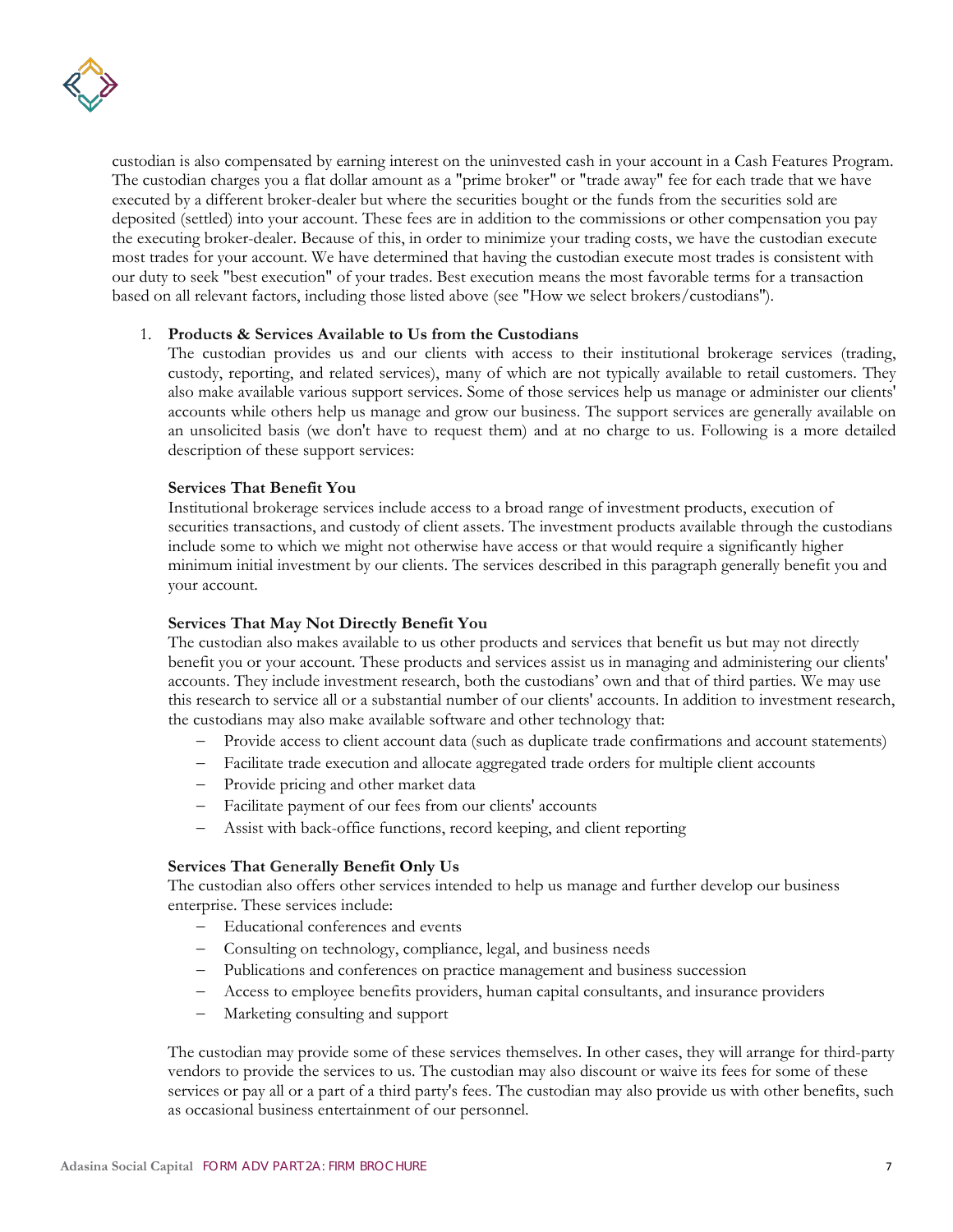custodian is also compensated by earning interest on the uninvested cash in your account in a Cash Features Program. The custodian charges you a flat dollar amount as a "prime broker" or "trade away" fee for each trade that we have executed by a different broker-dealer but where the securities bought or the funds from the securities sold are deposited (settled) into your account. These fees are in addition to the commissions or other compensation you pay the executing broker-dealer. Because of this, in order to minimize your trading costs, we have the custodian execute most trades for your account. We have determined that having the custodian execute most trades is consistent with our duty to seek "best execution" of your trades. Best execution means the most favorable terms for a transaction based on all relevant factors, including those listed above (see "How we select brokers/custodians").

1. **Products & Services Available to Us from the Custodians**

   The custodian provides us and our clients with access to their institutional brokerage services (trading, custody, reporting, and related services), many of which are not typically available to retail customers. They also make available various support services. Some of those services help us manage or administer our clients' accounts while others help us manage and grow our business. The support services are generally available on an unsolicited basis (we don't have to request them) and at no charge to us. Following is a more detailed description of these support services:

   **Services That Benefit You**

   Institutional brokerage services include access to a broad range of investment products, execution of securities transactions, and custody of client assets. The investment products available through the custodians include some to which we might not otherwise have access or that would require a significantly higher minimum initial investment by our clients. The services described in this paragraph generally benefit you and your account.

   **Services That May Not Directly Benefit You**

   The custodian also makes available to us other products and services that benefit us but may not directly benefit you or your account. These products and services assist us in managing and administering our clients' accounts. They include investment research, both the custodians' own and that of third parties. We may use this research to service all or a substantial number of our clients' accounts. In addition to investment research, the custodians may also make available software and other technology that:

   - Provide access to client account data (such as duplicate trade confirmations and account statements)
   - Facilitate trade execution and allocate aggregated trade orders for multiple client accounts
   - Provide pricing and other market data
   - Facilitate payment of our fees from our clients' accounts
   - Assist with back-office functions, record keeping, and client reporting

   **Services That Generally Benefit Only Us**

   The custodian also offers other services intended to help us manage and further develop our business enterprise. These services include:

   - Educational conferences and events
   - Consulting on technology, compliance, legal, and business needs
   - Publications and conferences on practice management and business succession
   - Access to employee benefits providers, human capital consultants, and insurance providers
   - Marketing consulting and support

   The custodian may provide some of these services themselves. In other cases, they will arrange for third-party vendors to provide the services to us. The custodian may also discount or waive its fees for some of these services or pay all or a part of a third party's fees. The custodian may also provide us with other benefits, such as occasional business entertainment of our personnel.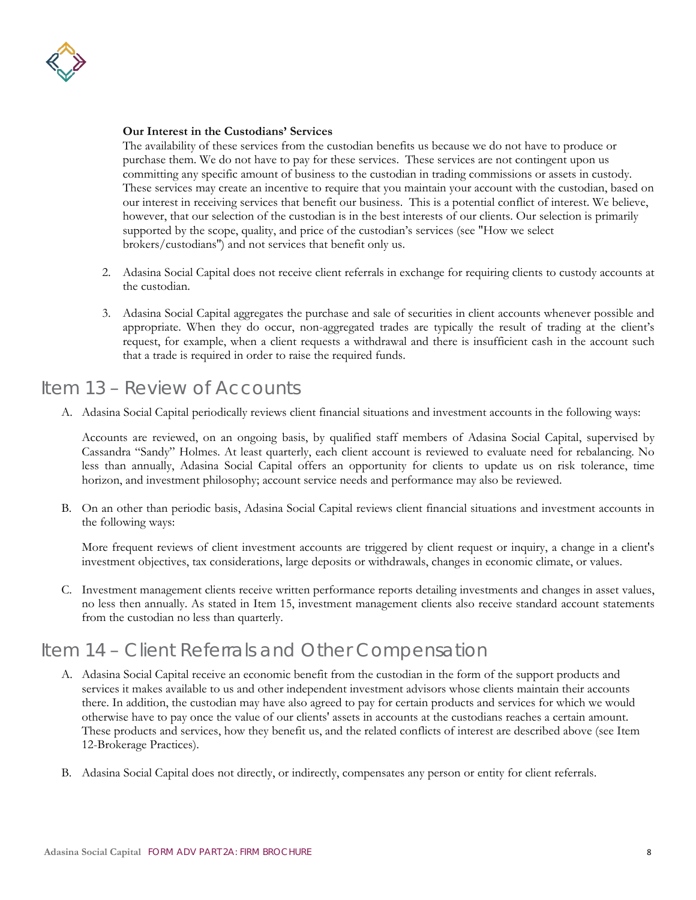**Our Interest in the Custodians' Services**

The availability of these services from the custodian benefits us because we do not have to produce or purchase them. We do not have to pay for these services. These services are not contingent upon us committing any specific amount of business to the custodian in trading commissions or assets in custody. These services may create an incentive to require that you maintain your account with the custodian, based on our interest in receiving services that benefit our business. This is a potential conflict of interest. We believe, however, that our selection of the custodian is in the best interests of our clients. Our selection is primarily supported by the scope, quality, and price of the custodian's services (see "How we select brokers/custodians") and not services that benefit only us.

2. Adasina Social Capital does not receive client referrals in exchange for requiring clients to custody accounts at the custodian.

3. Adasina Social Capital aggregates the purchase and sale of securities in client accounts whenever possible and appropriate. When they do occur, non-aggregated trades are typically the result of trading at the client's request, for example, when a client requests a withdrawal and there is insufficient cash in the account such that a trade is required in order to raise the required funds.

## Item 13 – Review of Accounts

A. Adasina Social Capital periodically reviews client financial situations and investment accounts in the following ways:

   Accounts are reviewed, on an ongoing basis, by qualified staff members of Adasina Social Capital, supervised by Cassandra "Sandy" Holmes. At least quarterly, each client account is reviewed to evaluate need for rebalancing. No less than annually, Adasina Social Capital offers an opportunity for clients to update us on risk tolerance, time horizon, and investment philosophy; account service needs and performance may also be reviewed.

B. On an other than periodic basis, Adasina Social Capital reviews client financial situations and investment accounts in the following ways:

   More frequent reviews of client investment accounts are triggered by client request or inquiry, a change in a client's investment objectives, tax considerations, large deposits or withdrawals, changes in economic climate, or values.

C. Investment management clients receive written performance reports detailing investments and changes in asset values, no less then annually. As stated in Item 15, investment management clients also receive standard account statements from the custodian no less than quarterly.

## Item 14 – Client Referrals and Other Compensation

A. Adasina Social Capital receive an economic benefit from the custodian in the form of the support products and services it makes available to us and other independent investment advisors whose clients maintain their accounts there. In addition, the custodian may have also agreed to pay for certain products and services for which we would otherwise have to pay once the value of our clients' assets in accounts at the custodians reaches a certain amount. These products and services, how they benefit us, and the related conflicts of interest are described above (see Item 12-Brokerage Practices).

B. Adasina Social Capital does not directly, or indirectly, compensates any person or entity for client referrals.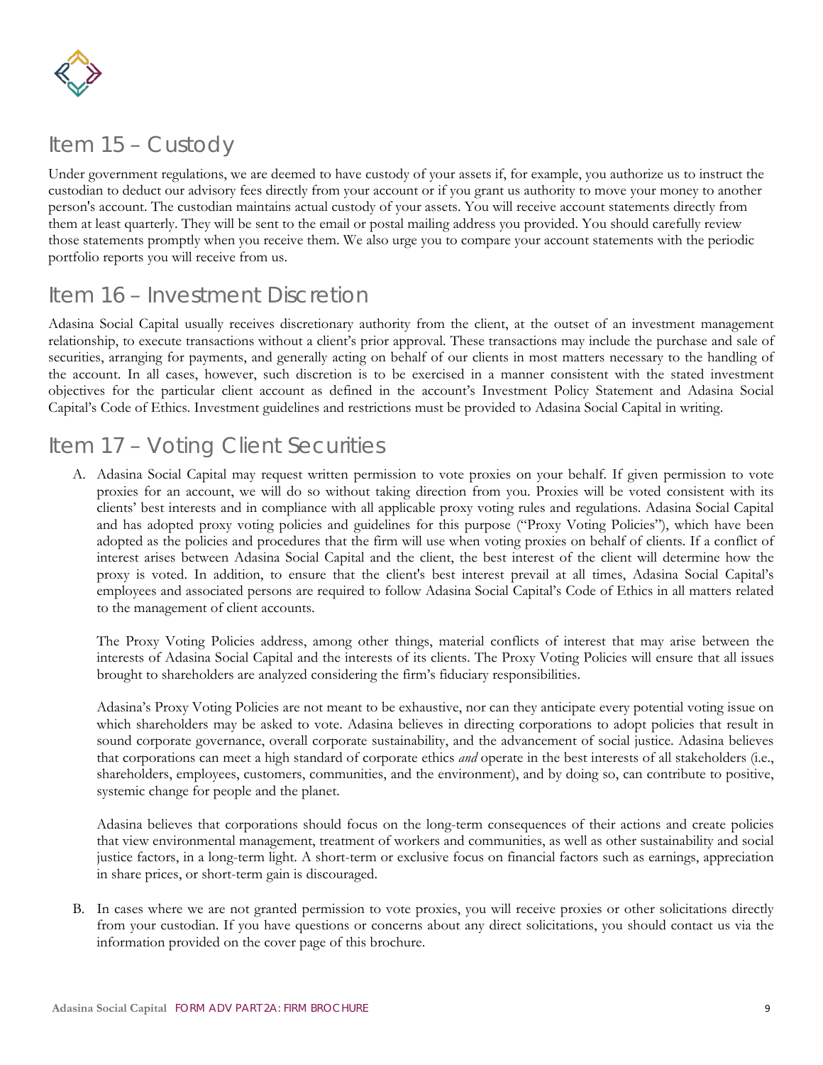## Item 15 – Custody

Under government regulations, we are deemed to have custody of your assets if, for example, you authorize us to instruct the custodian to deduct our advisory fees directly from your account or if you grant us authority to move your money to another person's account. The custodian maintains actual custody of your assets. You will receive account statements directly from them at least quarterly. They will be sent to the email or postal mailing address you provided. You should carefully review those statements promptly when you receive them. We also urge you to compare your account statements with the periodic portfolio reports you will receive from us.

## Item 16 – Investment Discretion

Adasina Social Capital usually receives discretionary authority from the client, at the outset of an investment management relationship, to execute transactions without a client's prior approval. These transactions may include the purchase and sale of securities, arranging for payments, and generally acting on behalf of our clients in most matters necessary to the handling of the account. In all cases, however, such discretion is to be exercised in a manner consistent with the stated investment objectives for the particular client account as defined in the account's Investment Policy Statement and Adasina Social Capital's Code of Ethics. Investment guidelines and restrictions must be provided to Adasina Social Capital in writing.

## Item 17 – Voting Client Securities

A. Adasina Social Capital may request written permission to vote proxies on your behalf. If given permission to vote proxies for an account, we will do so without taking direction from you. Proxies will be voted consistent with its clients' best interests and in compliance with all applicable proxy voting rules and regulations. Adasina Social Capital and has adopted proxy voting policies and guidelines for this purpose ("Proxy Voting Policies"), which have been adopted as the policies and procedures that the firm will use when voting proxies on behalf of clients. If a conflict of interest arises between Adasina Social Capital and the client, the best interest of the client will determine how the proxy is voted. In addition, to ensure that the client's best interest prevail at all times, Adasina Social Capital's employees and associated persons are required to follow Adasina Social Capital's Code of Ethics in all matters related to the management of client accounts.

   The Proxy Voting Policies address, among other things, material conflicts of interest that may arise between the interests of Adasina Social Capital and the interests of its clients. The Proxy Voting Policies will ensure that all issues brought to shareholders are analyzed considering the firm's fiduciary responsibilities.

   Adasina's Proxy Voting Policies are not meant to be exhaustive, nor can they anticipate every potential voting issue on which shareholders may be asked to vote. Adasina believes in directing corporations to adopt policies that result in sound corporate governance, overall corporate sustainability, and the advancement of social justice. Adasina believes that corporations can meet a high standard of corporate ethics *and* operate in the best interests of all stakeholders (i.e., shareholders, employees, customers, communities, and the environment), and by doing so, can contribute to positive, systemic change for people and the planet.

   Adasina believes that corporations should focus on the long-term consequences of their actions and create policies that view environmental management, treatment of workers and communities, as well as other sustainability and social justice factors, in a long-term light. A short-term or exclusive focus on financial factors such as earnings, appreciation in share prices, or short-term gain is discouraged.

B. In cases where we are not granted permission to vote proxies, you will receive proxies or other solicitations directly from your custodian. If you have questions or concerns about any direct solicitations, you should contact us via the information provided on the cover page of this brochure.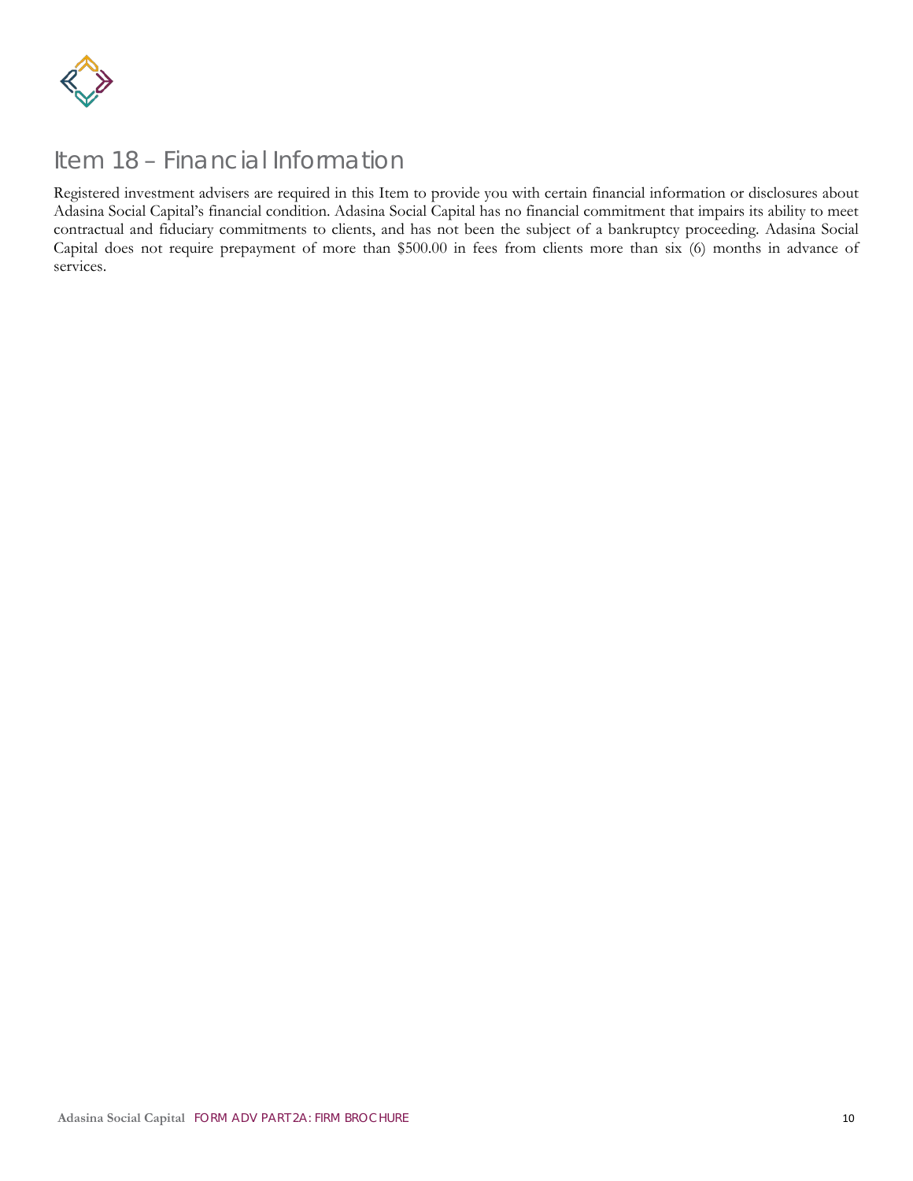## Item 18 – Financial Information

Registered investment advisers are required in this Item to provide you with certain financial information or disclosures about Adasina Social Capital's financial condition. Adasina Social Capital has no financial commitment that impairs its ability to meet contractual and fiduciary commitments to clients, and has not been the subject of a bankruptcy proceeding. Adasina Social Capital does not require prepayment of more than $500.00 in fees from clients more than six (6) months in advance of services.